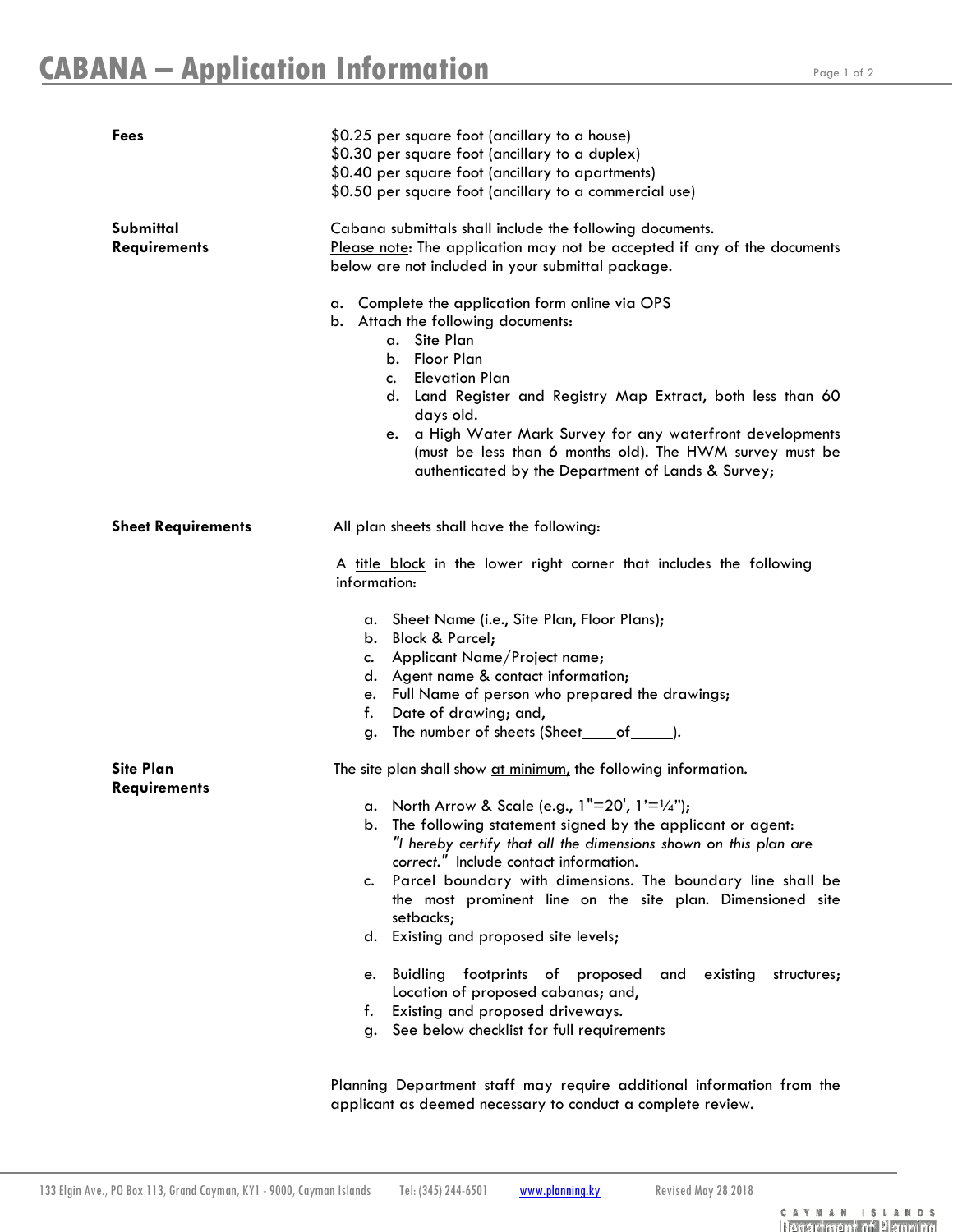# CABANA – Application Information

**Fees**

$0.25 per square foot (ancillary to a house)
$0.30 per square foot (ancillary to a duplex)
$0.40 per square foot (ancillary to apartments)
$0.50 per square foot (ancillary to a commercial use)

**Submittal Requirements**

Cabana submittals shall include the following documents.
Please note: The application may not be accepted if any of the documents below are not included in your submittal package.

a. Complete the application form online via OPS
b. Attach the following documents:
   a. Site Plan
   b. Floor Plan
   c. Elevation Plan
   d. Land Register and Registry Map Extract, both less than 60 days old.
   e. a High Water Mark Survey for any waterfront developments (must be less than 6 months old). The HWM survey must be authenticated by the Department of Lands & Survey;

**Sheet Requirements**

All plan sheets shall have the following:

A title block in the lower right corner that includes the following information:

a. Sheet Name (i.e., Site Plan, Floor Plans);
b. Block & Parcel;
c. Applicant Name/Project name;
d. Agent name & contact information;
e. Full Name of person who prepared the drawings;
f. Date of drawing; and,
g. The number of sheets (Sheet____of_____).

**Site Plan Requirements**

The site plan shall show at minimum, the following information.

a. North Arrow & Scale (e.g., 1"=20', 1'=¼");
b. The following statement signed by the applicant or agent: *"I hereby certify that all the dimensions shown on this plan are correct."* Include contact information.
c. Parcel boundary with dimensions. The boundary line shall be the most prominent line on the site plan. Dimensioned site setbacks;
d. Existing and proposed site levels;
e. Buidling footprints of proposed and existing structures; Location of proposed cabanas; and,
f. Existing and proposed driveways.
g. See below checklist for full requirements

Planning Department staff may require additional information from the applicant as deemed necessary to conduct a complete review.

133 Elgin Ave., PO Box 113, Grand Cayman, KY1 - 9000, Cayman Islands Tel: (345) 244-6501 www.planning.ky Revised May 28 2018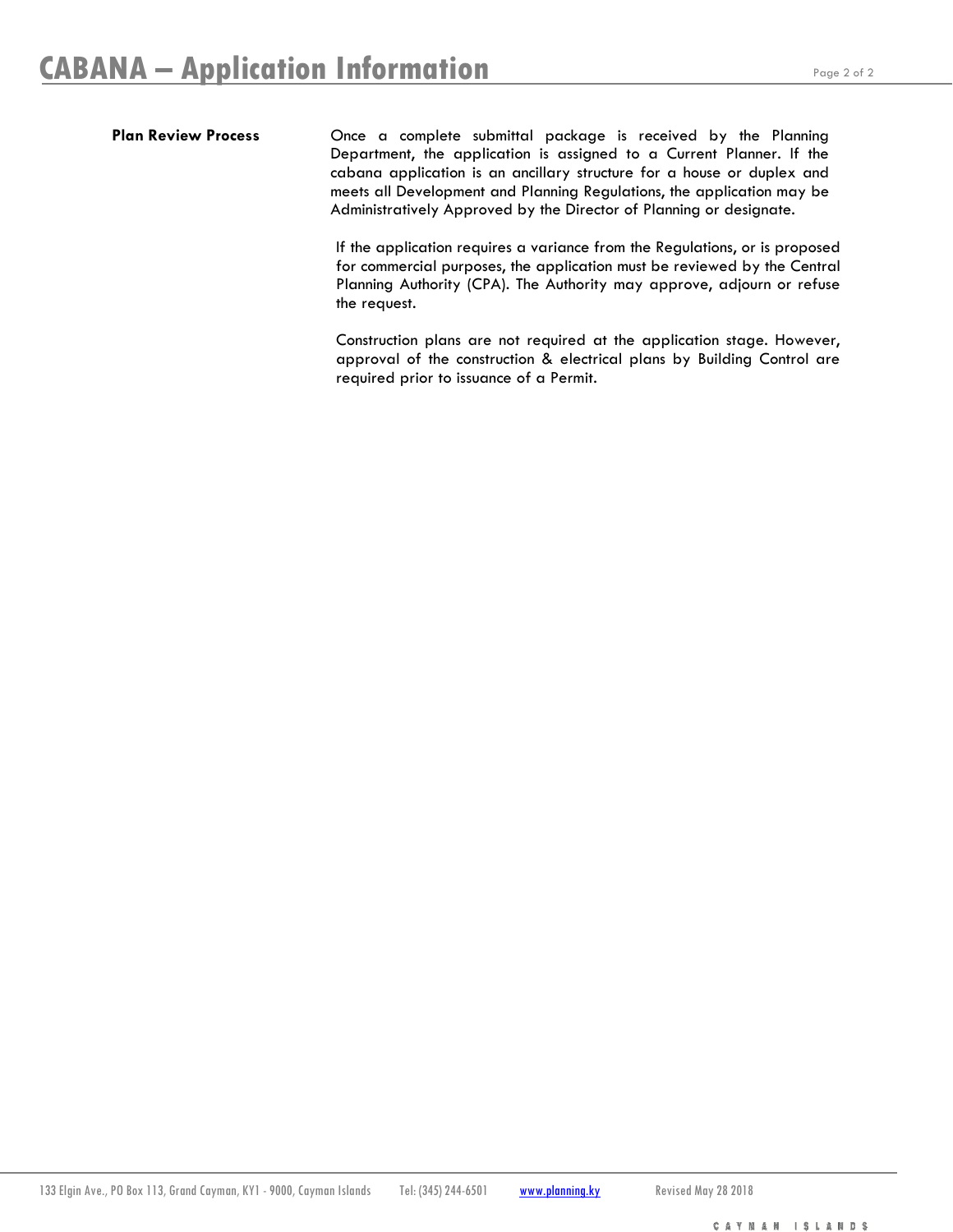**Plan Review Process**

Once a complete submittal package is received by the Planning Department, the application is assigned to a Current Planner. If the cabana application is an ancillary structure for a house or duplex and meets all Development and Planning Regulations, the application may be Administratively Approved by the Director of Planning or designate.

If the application requires a variance from the Regulations, or is proposed for commercial purposes, the application must be reviewed by the Central Planning Authority (CPA). The Authority may approve, adjourn or refuse the request.

Construction plans are not required at the application stage. However, approval of the construction & electrical plans by Building Control are required prior to issuance of a Permit.